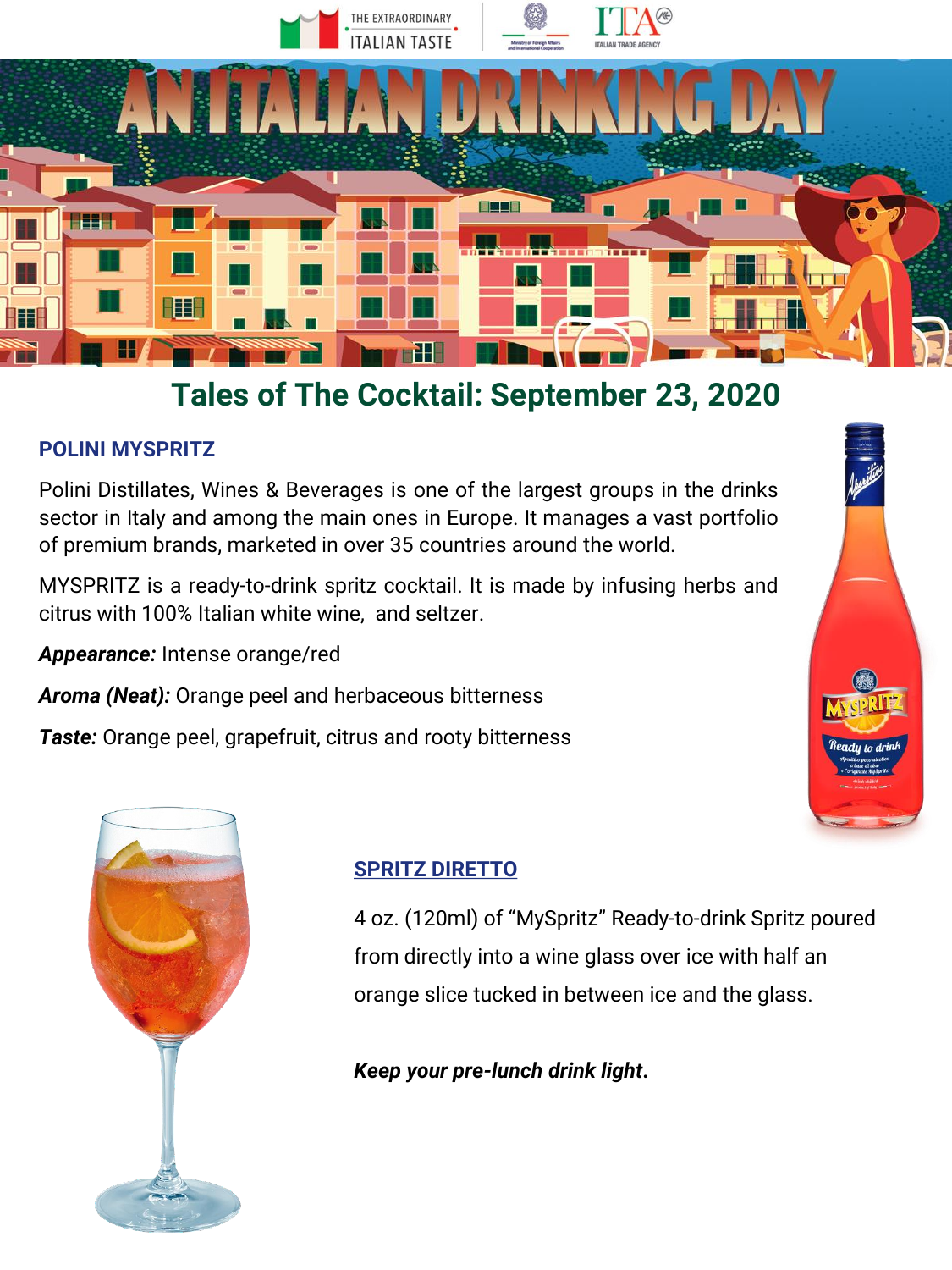# AN ITALIAN DRINKING DAY

## Tales of The Cocktail: September 23, 2020

### POLINI MYSPRITZ

Polini Distillates, Wines & Beverages is one of the largest groups in the drinks sector in Italy and among the main ones in Europe. It manages a vast portfolio of premium brands, marketed in over 35 countries around the world.

MYSPRITZ is a ready-to-drink spritz cocktail. It is made by infusing herbs and citrus with 100% Italian white wine, and seltzer.

***Appearance:*** Intense orange/red

***Aroma (Neat):*** Orange peel and herbaceous bitterness

***Taste:*** Orange peel, grapefruit, citrus and rooty bitterness

### SPRITZ DIRETTO

4 oz. (120ml) of "MySpritz" Ready-to-drink Spritz poured from directly into a wine glass over ice with half an orange slice tucked in between ice and the glass.

***Keep your pre-lunch drink light.***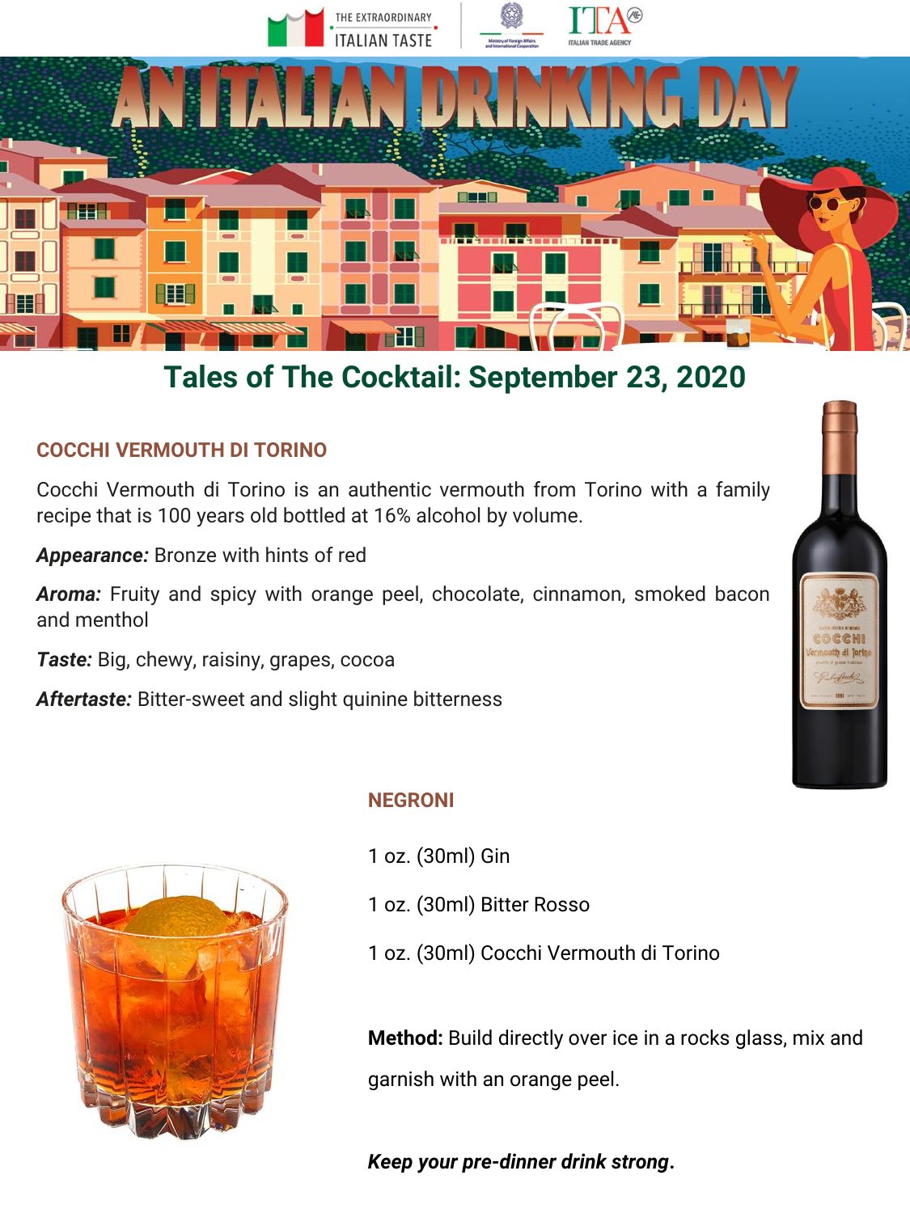# AN ITALIAN DRINKING DAY

## Tales of The Cocktail: September 23, 2020

### COCCHI VERMOUTH DI TORINO

Cocchi Vermouth di Torino is an authentic vermouth from Torino with a family recipe that is 100 years old bottled at 16% alcohol by volume.

***Appearance:*** Bronze with hints of red

***Aroma:*** Fruity and spicy with orange peel, chocolate, cinnamon, smoked bacon and menthol

***Taste:*** Big, chewy, raisiny, grapes, cocoa

***Aftertaste:*** Bitter-sweet and slight quinine bitterness

### NEGRONI

1 oz. (30ml) Gin

1 oz. (30ml) Bitter Rosso

1 oz. (30ml) Cocchi Vermouth di Torino

**Method:** Build directly over ice in a rocks glass, mix and garnish with an orange peel.

***Keep your pre-dinner drink strong.***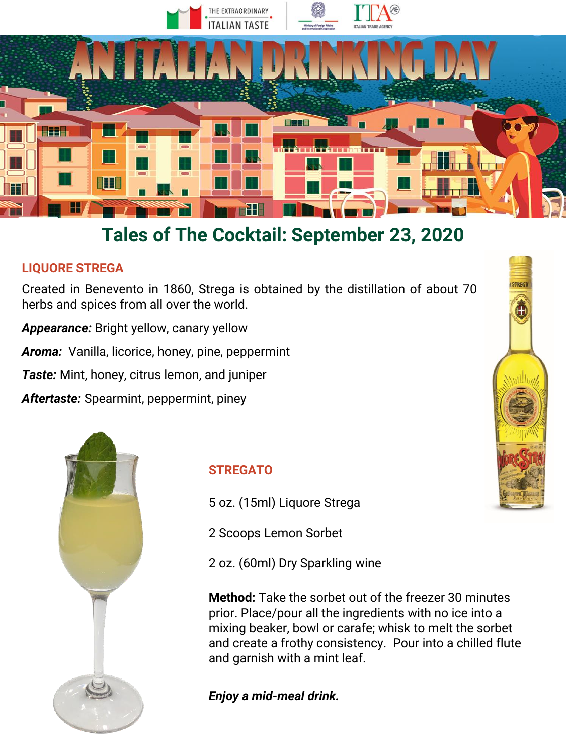# Tales of The Cocktail: September 23, 2020

## LIQUORE STREGA

Created in Benevento in 1860, Strega is obtained by the distillation of about 70 herbs and spices from all over the world.

***Appearance:*** Bright yellow, canary yellow

***Aroma:*** Vanilla, licorice, honey, pine, peppermint

***Taste:*** Mint, honey, citrus lemon, and juniper

***Aftertaste:*** Spearmint, peppermint, piney

## STREGATO

5 oz. (15ml) Liquore Strega

2 Scoops Lemon Sorbet

2 oz. (60ml) Dry Sparkling wine

**Method:** Take the sorbet out of the freezer 30 minutes prior. Place/pour all the ingredients with no ice into a mixing beaker, bowl or carafe; whisk to melt the sorbet and create a frothy consistency. Pour into a chilled flute and garnish with a mint leaf.

***Enjoy a mid-meal drink.***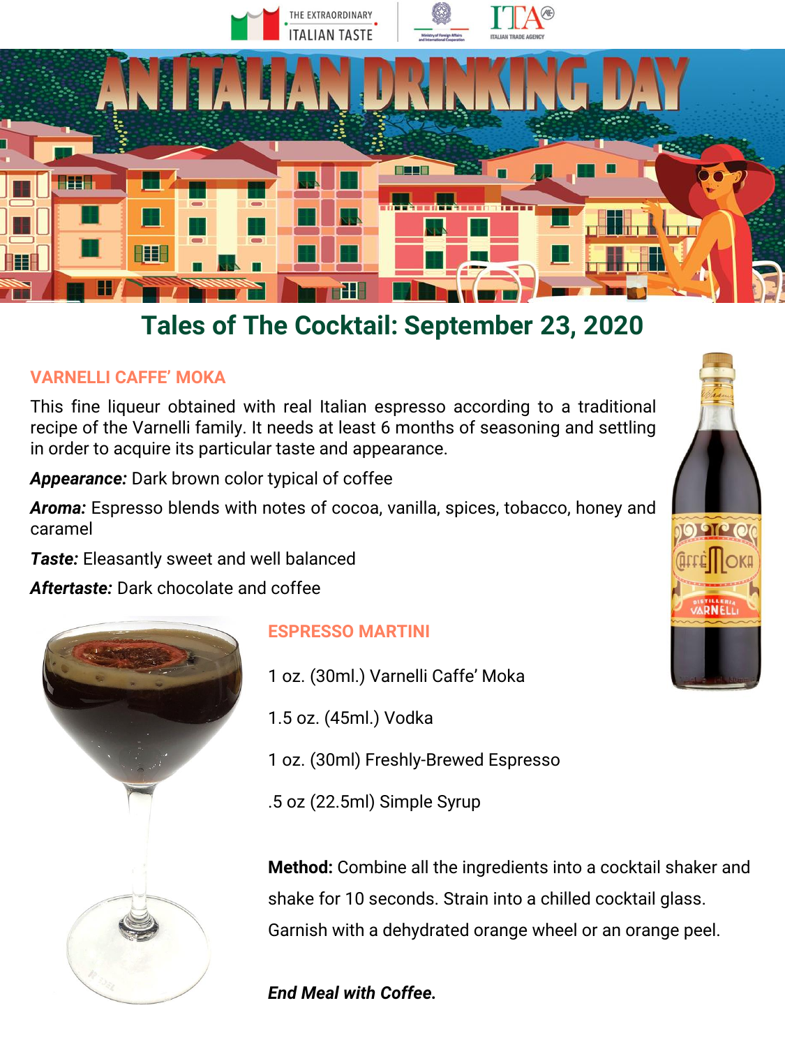THE EXTRAORDINARY ITALIAN TASTE

# AN ITALIAN DRINKING DAY

## Tales of The Cocktail: September 23, 2020

### VARNELLI CAFFE' MOKA

This fine liqueur obtained with real Italian espresso according to a traditional recipe of the Varnelli family. It needs at least 6 months of seasoning and settling in order to acquire its particular taste and appearance.

***Appearance:*** Dark brown color typical of coffee

***Aroma:*** Espresso blends with notes of cocoa, vanilla, spices, tobacco, honey and caramel

***Taste:*** Eleasantly sweet and well balanced

***Aftertaste:*** Dark chocolate and coffee

### ESPRESSO MARTINI

1 oz. (30ml.) Varnelli Caffe' Moka

1.5 oz. (45ml.) Vodka

1 oz. (30ml) Freshly-Brewed Espresso

.5 oz (22.5ml) Simple Syrup

**Method:** Combine all the ingredients into a cocktail shaker and shake for 10 seconds. Strain into a chilled cocktail glass. Garnish with a dehydrated orange wheel or an orange peel.

***End Meal with Coffee.***